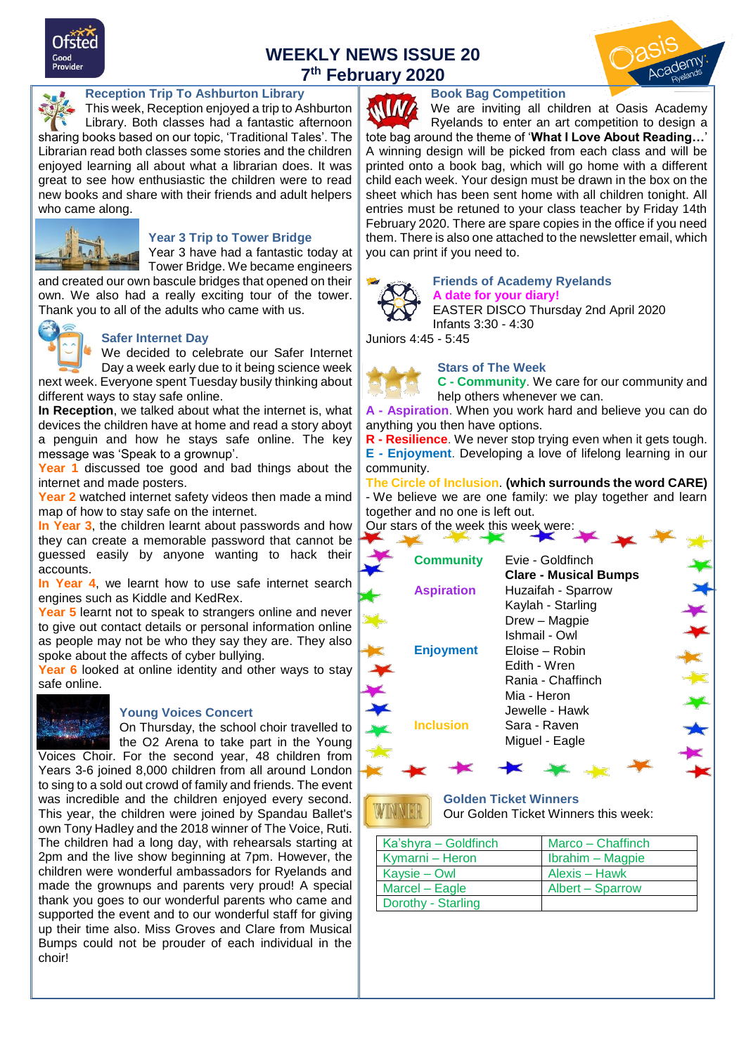# WEEKLY NEWS ISSUE 20

## 7th February 2020

### Reception Trip To Ashburton Library

This week, Reception enjoyed a trip to Ashburton Library. Both classes had a fantastic afternoon sharing books based on our topic, 'Traditional Tales'. The Librarian read both classes some stories and the children enjoyed learning all about what a librarian does. It was great to see how enthusiastic the children were to read new books and share with their friends and adult helpers who came along.

### Year 3 Trip to Tower Bridge

Year 3 have had a fantastic today at Tower Bridge. We became engineers and created our own bascule bridges that opened on their own. We also had a really exciting tour of the tower. Thank you to all of the adults who came with us.

### Safer Internet Day

We decided to celebrate our Safer Internet Day a week early due to it being science week next week. Everyone spent Tuesday busily thinking about different ways to stay safe online.

**In Reception**, we talked about what the internet is, what devices the children have at home and read a story abot a penguin and how he stays safe online. The key message was 'Speak to a grownup'.

Year 1 discussed toe good and bad things about the internet and made posters.

Year 2 watched internet safety videos then made a mind map of how to stay safe on the internet.

In Year 3, the children learnt about passwords and how they can create a memorable password that cannot be guessed easily by anyone wanting to hack their accounts.

In Year 4, we learnt how to use safe internet search engines such as Kiddle and KedRex.

Year 5 learnt not to speak to strangers online and never to give out contact details or personal information online as people may not be who they say they are. They also spoke about the affects of cyber bullying.

Year 6 looked at online identity and other ways to stay safe online.

### Young Voices Concert

On Thursday, the school choir travelled to the O2 Arena to take part in the Young Voices Choir. For the second year, 48 children from Years 3-6 joined 8,000 children from all around London to sing to a sold out crowd of family and friends. The event was incredible and the children enjoyed every second. This year, the children were joined by Spandau Ballet's own Tony Hadley and the 2018 winner of The Voice, Ruti. The children had a long day, with rehearsals starting at 2pm and the live show beginning at 7pm. However, the children were wonderful ambassadors for Ryelands and made the grownups and parents very proud! A special thank you goes to our wonderful parents who came and supported the event and to our wonderful staff for giving up their time also. Miss Groves and Clare from Musical Bumps could not be prouder of each individual in the choir!

### Book Bag Competition

We are inviting all children at Oasis Academy Ryelands to enter an art competition to design a tote bag around the theme of '**What I Love About Reading…**' A winning design will be picked from each class and will be printed onto a book bag, which will go home with a different child each week. Your design must be drawn in the box on the sheet which has been sent home with all children tonight. All entries must be retuned to your class teacher by Friday 14th February 2020. There are spare copies in the office if you need them. There is also one attached to the newsletter email, which you can print if you need to.

### Friends of Academy Ryelands

A date for your diary!

EASTER DISCO Thursday 2nd April 2020
Infants 3:30 - 4:30
Juniors 4:45 - 5:45

### Stars of The Week

**C - Community**. We care for our community and help others whenever we can.

**A - Aspiration**. When you work hard and believe you can do anything you then have options.

**R - Resilience**. We never stop trying even when it gets tough.

**E - Enjoyment**. Developing a love of lifelong learning in our community.

**The Circle of Inclusion**. **(which surrounds the word CARE)** - We believe we are one family: we play together and learn together and no one is left out.

Our stars of the week this week were:

| | |
|---|---|
| **Community** | Evie - Goldfinch |
| | **Clare - Musical Bumps** |
| **Aspiration** | Huzaifah - Sparrow |
| | Kaylah - Starling |
| | Drew – Magpie |
| | Ishmail - Owl |
| **Enjoyment** | Eloise – Robin |
| | Edith - Wren |
| | Rania - Chaffinch |
| | Mia - Heron |
| | Jewelle - Hawk |
| **Inclusion** | Sara - Raven |
| | Miguel - Eagle |

### Golden Ticket Winners

Our Golden Ticket Winners this week:

| | |
|---|---|
| Ka'shyra – Goldfinch | Marco – Chaffinch |
| Kymarni – Heron | Ibrahim – Magpie |
| Kaysie – Owl | Alexis – Hawk |
| Marcel – Eagle | Albert – Sparrow |
| Dorothy - Starling | |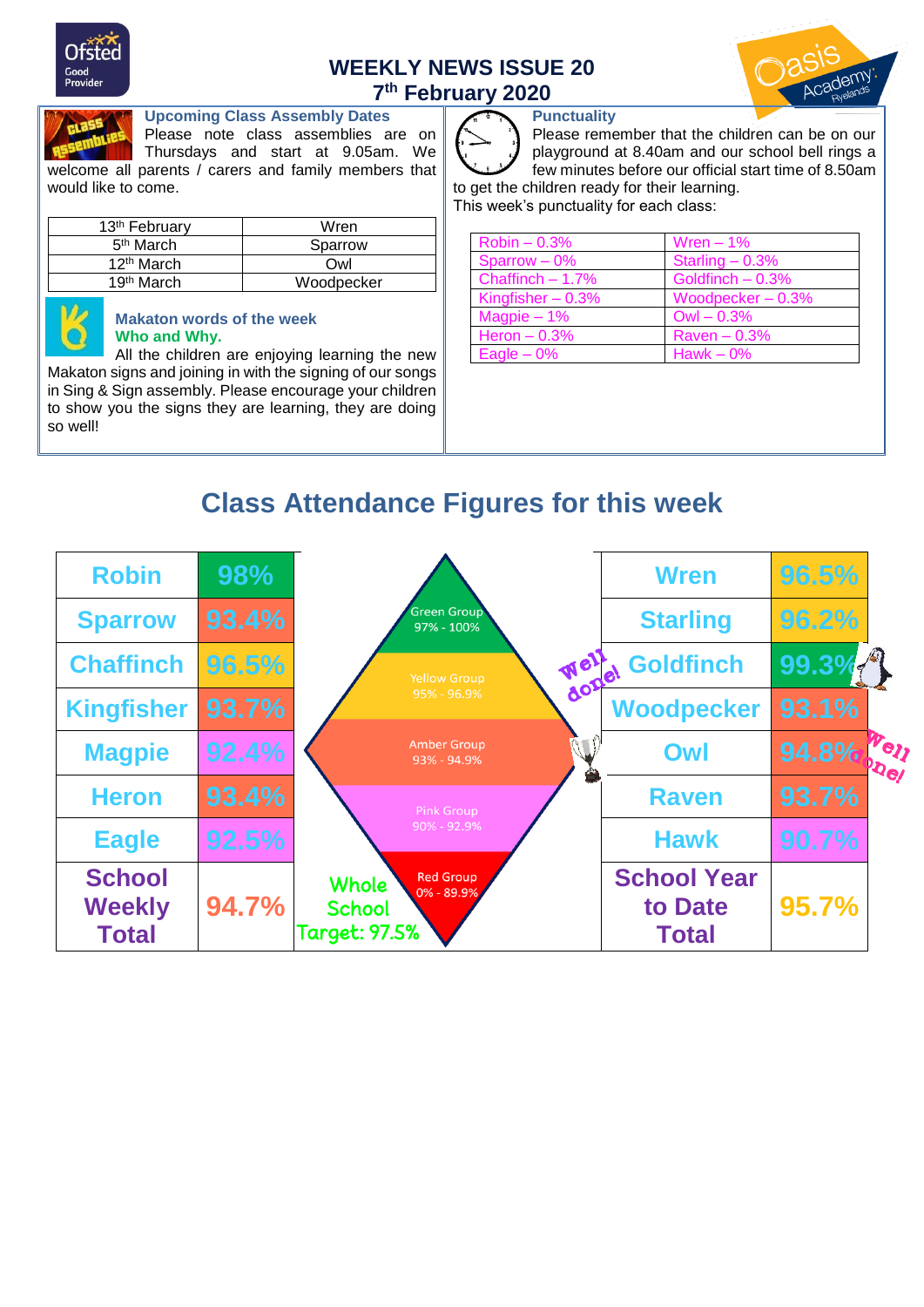# WEEKLY NEWS ISSUE 20

## 7th February 2020

### Upcoming Class Assembly Dates

Please note class assemblies are on Thursdays and start at 9.05am. We welcome all parents / carers and family members that would like to come.

| 13th February | Wren |
|---|---|
| 5th March | Sparrow |
| 12th March | Owl |
| 19th March | Woodpecker |

### Makaton words of the week

**Who and Why.**

All the children are enjoying learning the new Makaton signs and joining in with the signing of our songs in Sing & Sign assembly. Please encourage your children to show you the signs they are learning, they are doing so well!

### Punctuality

Please remember that the children can be on our playground at 8.40am and our school bell rings a few minutes before our official start time of 8.50am to get the children ready for their learning.

This week's punctuality for each class:

| Robin – 0.3% | Wren – 1% |
|---|---|
| Sparrow – 0% | Starling – 0.3% |
| Chaffinch – 1.7% | Goldfinch – 0.3% |
| Kingfisher – 0.3% | Woodpecker – 0.3% |
| Magpie – 1% | Owl – 0.3% |
| Heron – 0.3% | Raven – 0.3% |
| Eagle – 0% | Hawk – 0% |

## Class Attendance Figures for this week

| Class | Attendance | Class | Attendance |
|---|---|---|---|
| Robin | 98% | Wren | 96.5% |
| Sparrow | 93.4% | Starling | 96.2% |
| Chaffinch | 96.5% | Goldfinch | 99.3% |
| Kingfisher | 93.7% | Woodpecker | 93.1% |
| Magpie | 92.4% | Owl | 94.8% |
| Heron | 93.4% | Raven | 93.7% |
| Eagle | 92.5% | Hawk | 90.7% |
| School Weekly Total | 94.7% | School Year to Date Total | 95.7% |

Green Group 97% - 100%

Yellow Group 95% - 96.9%

Amber Group 93% - 94.9%

Pink Group 90% - 92.9%

Red Group 0% - 89.9%

Whole School Target: 97.5%

Well done!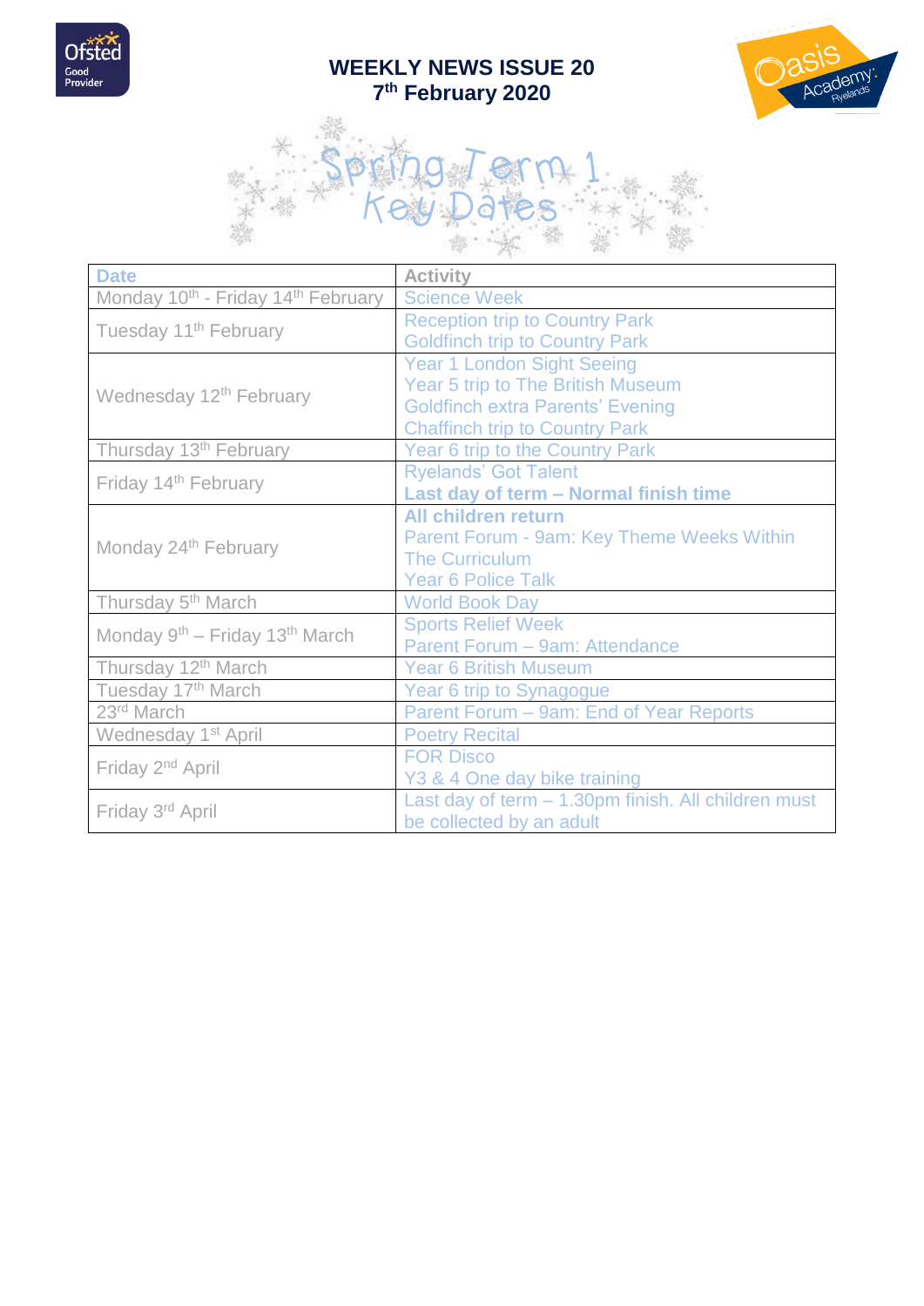# WEEKLY NEWS ISSUE 20
## 7th February 2020

# Spring Term 1 Key Dates

| Date | Activity |
|---|---|
| Monday 10th - Friday 14th February | Science Week |
| Tuesday 11th February | Reception trip to Country Park<br>Goldfinch trip to Country Park |
| Wednesday 12th February | Year 1 London Sight Seeing<br>Year 5 trip to The British Museum<br>Goldfinch extra Parents' Evening<br>Chaffinch trip to Country Park |
| Thursday 13th February | Year 6 trip to the Country Park |
| Friday 14th February | Ryelands' Got Talent<br>**Last day of term – Normal finish time** |
| Monday 24th February | **All children return**<br>Parent Forum - 9am: Key Theme Weeks Within The Curriculum<br>Year 6 Police Talk |
| Thursday 5th March | World Book Day |
| Monday 9th – Friday 13th March | Sports Relief Week<br>Parent Forum – 9am: Attendance |
| Thursday 12th March | Year 6 British Museum |
| Tuesday 17th March | Year 6 trip to Synagogue |
| 23rd March | Parent Forum – 9am: End of Year Reports |
| Wednesday 1st April | Poetry Recital |
| Friday 2nd April | FOR Disco<br>Y3 & 4 One day bike training |
| Friday 3rd April | Last day of term – 1.30pm finish. All children must be collected by an adult |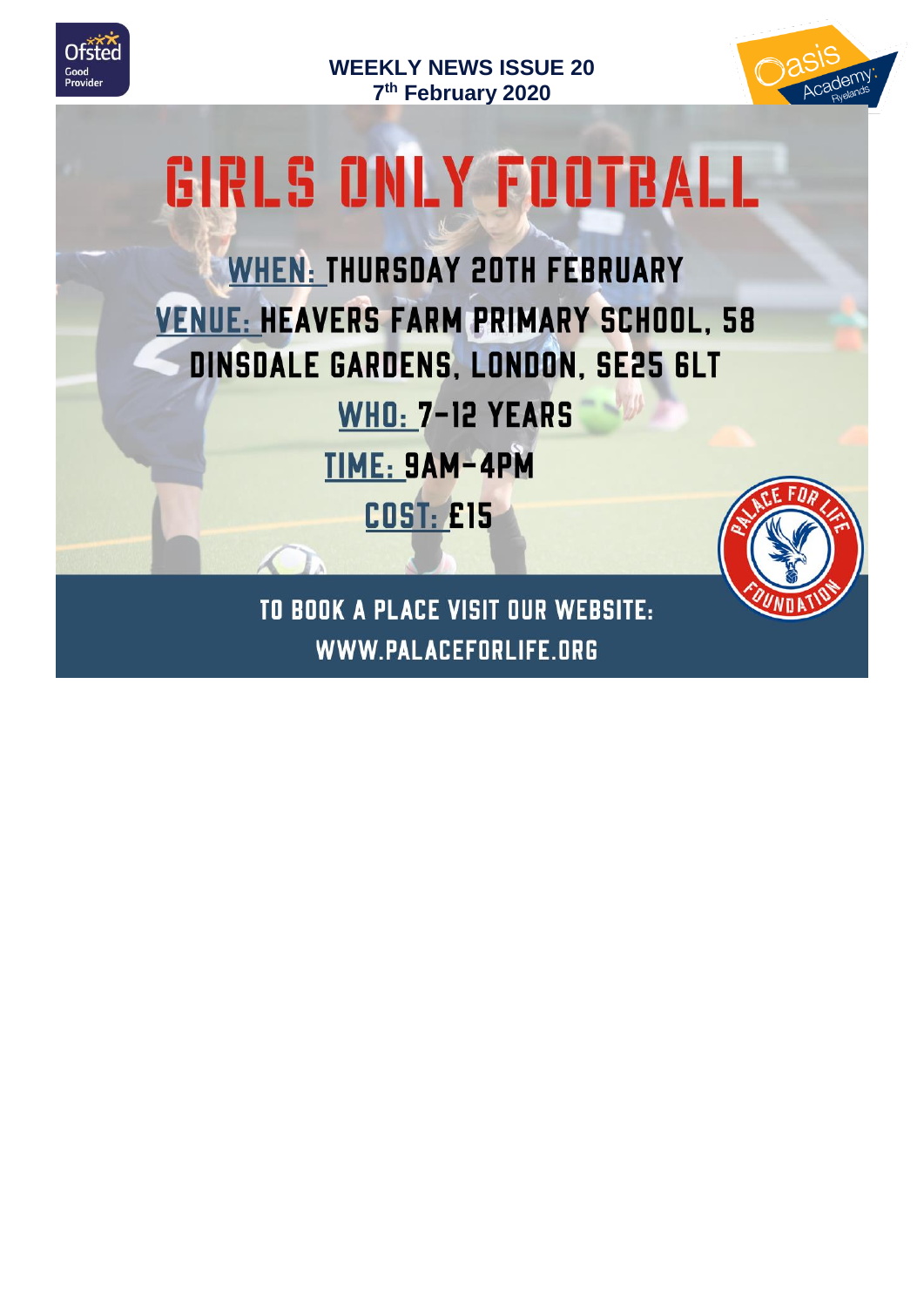**WEEKLY NEWS ISSUE 20**
**7th February 2020**

# GIRLS ONLY FOOTBALL

**WHEN:** THURSDAY 20TH FEBRUARY

**VENUE:** HEAVERS FARM PRIMARY SCHOOL, 58 DINSDALE GARDENS, LONDON, SE25 6LT

**WHO:** 7-12 YEARS

**TIME:** 9AM-4PM

**COST:** £15

TO BOOK A PLACE VISIT OUR WEBSITE:
WWW.PALACEFORLIFE.ORG